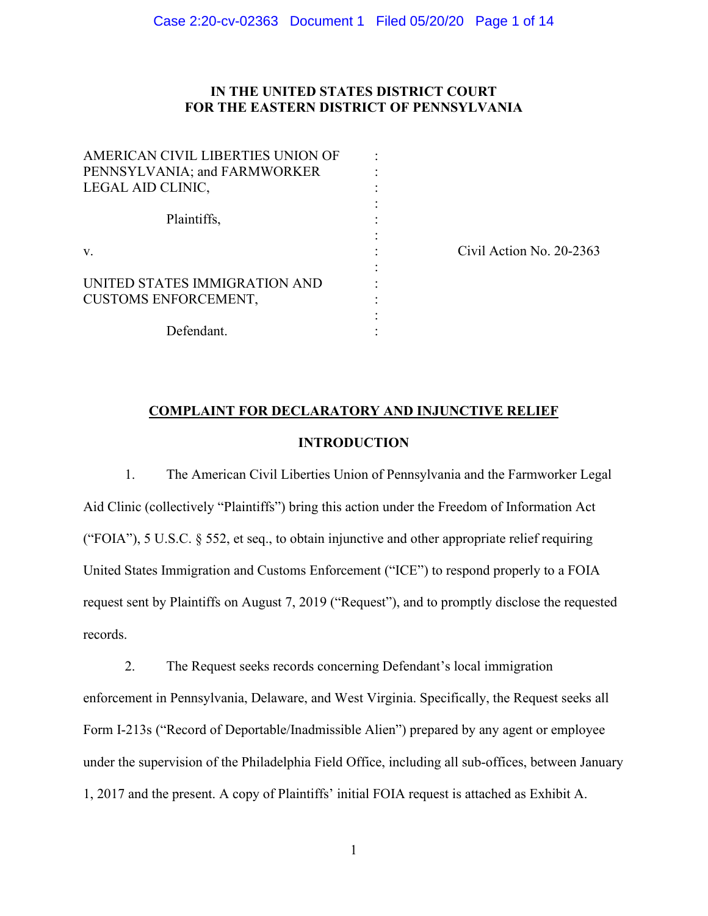# IN THE UNITED STATES DISTRICT COURT
# FOR THE EASTERN DISTRICT OF PENNSYLVANIA

| | | |
|---|---|---|
| AMERICAN CIVIL LIBERTIES UNION OF PENNSYLVANIA; and FARMWORKER LEGAL AID CLINIC, | : | |
| Plaintiffs, | : | |
| v. | : | Civil Action No. 20-2363 |
| UNITED STATES IMMIGRATION AND CUSTOMS ENFORCEMENT, | : | |
| Defendant. | : | |

## COMPLAINT FOR DECLARATORY AND INJUNCTIVE RELIEF

### INTRODUCTION

1. The American Civil Liberties Union of Pennsylvania and the Farmworker Legal Aid Clinic (collectively "Plaintiffs") bring this action under the Freedom of Information Act ("FOIA"), 5 U.S.C. § 552, et seq., to obtain injunctive and other appropriate relief requiring United States Immigration and Customs Enforcement ("ICE") to respond properly to a FOIA request sent by Plaintiffs on August 7, 2019 ("Request"), and to promptly disclose the requested records.

2. The Request seeks records concerning Defendant's local immigration enforcement in Pennsylvania, Delaware, and West Virginia. Specifically, the Request seeks all Form I-213s ("Record of Deportable/Inadmissible Alien") prepared by any agent or employee under the supervision of the Philadelphia Field Office, including all sub-offices, between January 1, 2017 and the present. A copy of Plaintiffs' initial FOIA request is attached as Exhibit A.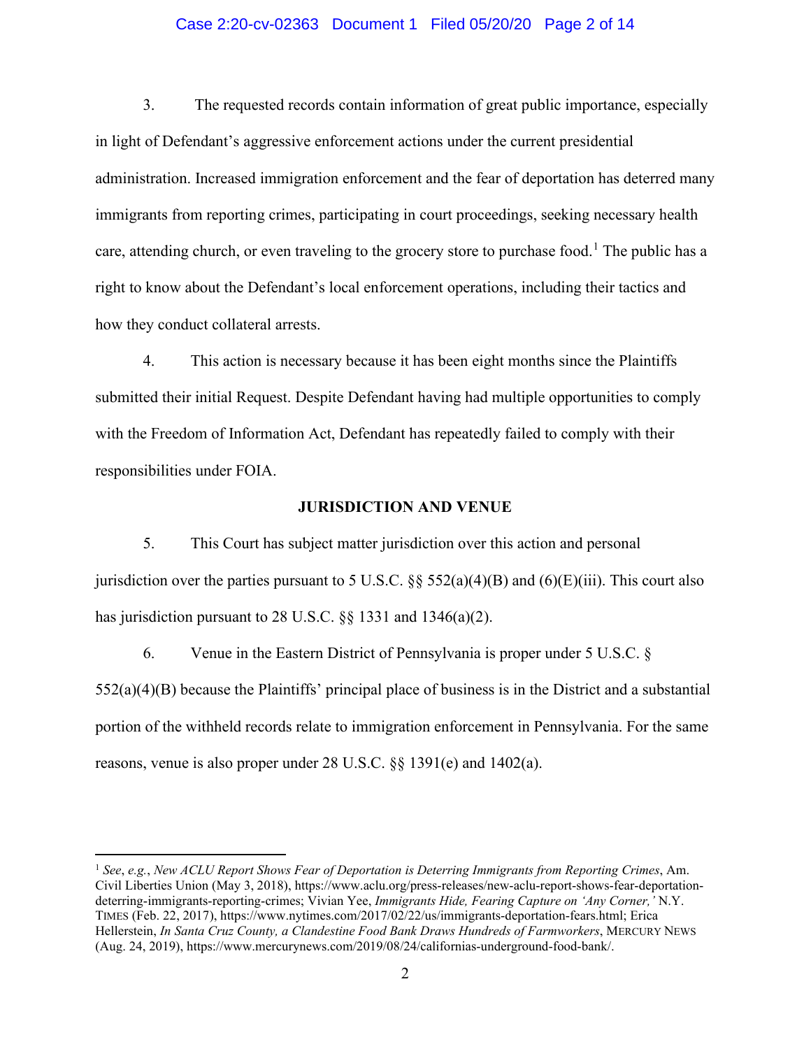3. The requested records contain information of great public importance, especially in light of Defendant's aggressive enforcement actions under the current presidential administration. Increased immigration enforcement and the fear of deportation has deterred many immigrants from reporting crimes, participating in court proceedings, seeking necessary health care, attending church, or even traveling to the grocery store to purchase food.[1] The public has a right to know about the Defendant's local enforcement operations, including their tactics and how they conduct collateral arrests.

4. This action is necessary because it has been eight months since the Plaintiffs submitted their initial Request. Despite Defendant having had multiple opportunities to comply with the Freedom of Information Act, Defendant has repeatedly failed to comply with their responsibilities under FOIA.

**JURISDICTION AND VENUE**

5. This Court has subject matter jurisdiction over this action and personal jurisdiction over the parties pursuant to 5 U.S.C. §§ 552(a)(4)(B) and (6)(E)(iii). This court also has jurisdiction pursuant to 28 U.S.C. §§ 1331 and 1346(a)(2).

6. Venue in the Eastern District of Pennsylvania is proper under 5 U.S.C. § 552(a)(4)(B) because the Plaintiffs' principal place of business is in the District and a substantial portion of the withheld records relate to immigration enforcement in Pennsylvania. For the same reasons, venue is also proper under 28 U.S.C. §§ 1391(e) and 1402(a).

---

[1] *See*, *e.g.*, *New ACLU Report Shows Fear of Deportation is Deterring Immigrants from Reporting Crimes*, Am. Civil Liberties Union (May 3, 2018), https://www.aclu.org/press-releases/new-aclu-report-shows-fear-deportation-deterring-immigrants-reporting-crimes; Vivian Yee, *Immigrants Hide, Fearing Capture on 'Any Corner,'* N.Y. TIMES (Feb. 22, 2017), https://www.nytimes.com/2017/02/22/us/immigrants-deportation-fears.html; Erica Hellerstein, *In Santa Cruz County, a Clandestine Food Bank Draws Hundreds of Farmworkers*, MERCURY NEWS (Aug. 24, 2019), https://www.mercurynews.com/2019/08/24/californias-underground-food-bank/.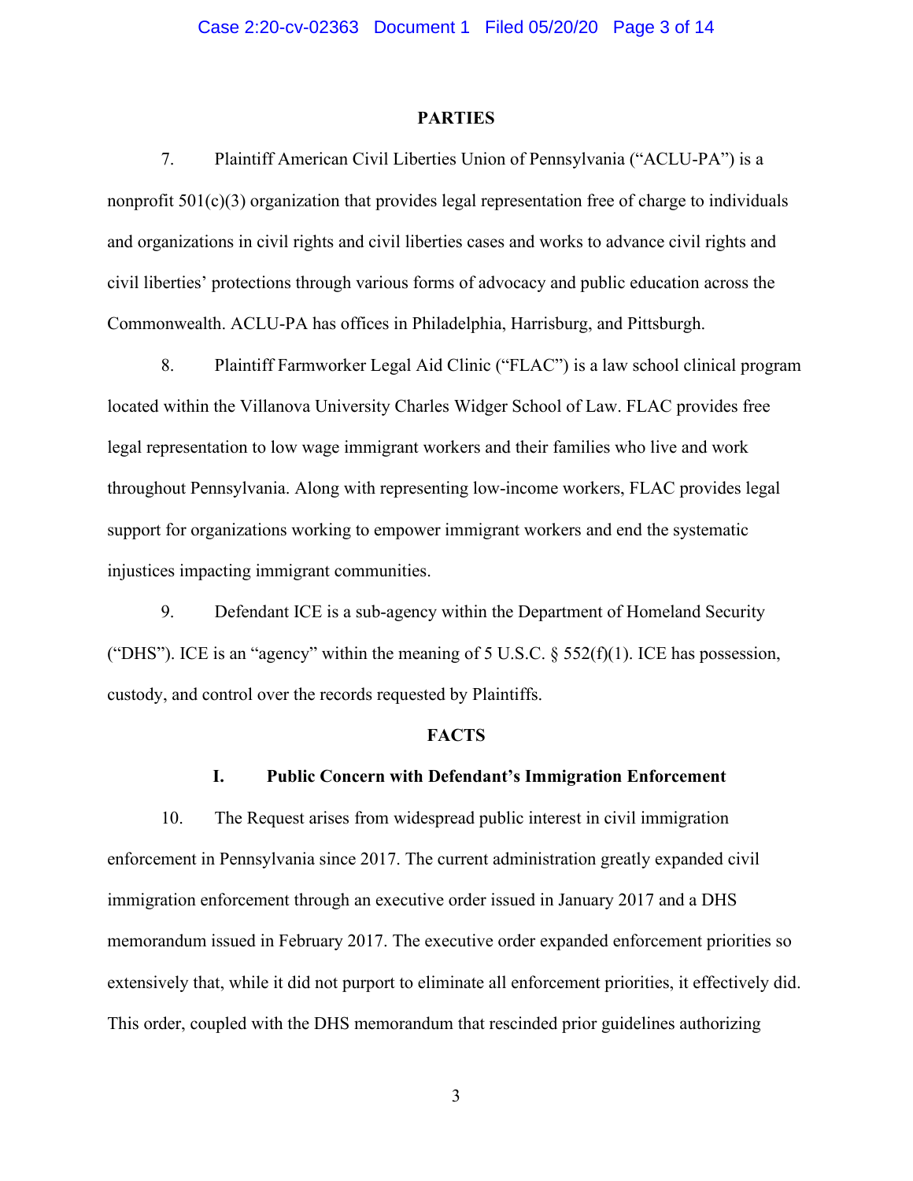## PARTIES

7. Plaintiff American Civil Liberties Union of Pennsylvania ("ACLU-PA") is a nonprofit 501(c)(3) organization that provides legal representation free of charge to individuals and organizations in civil rights and civil liberties cases and works to advance civil rights and civil liberties' protections through various forms of advocacy and public education across the Commonwealth. ACLU-PA has offices in Philadelphia, Harrisburg, and Pittsburgh.

8. Plaintiff Farmworker Legal Aid Clinic ("FLAC") is a law school clinical program located within the Villanova University Charles Widger School of Law. FLAC provides free legal representation to low wage immigrant workers and their families who live and work throughout Pennsylvania. Along with representing low-income workers, FLAC provides legal support for organizations working to empower immigrant workers and end the systematic injustices impacting immigrant communities.

9. Defendant ICE is a sub-agency within the Department of Homeland Security ("DHS"). ICE is an "agency" within the meaning of 5 U.S.C. § 552(f)(1). ICE has possession, custody, and control over the records requested by Plaintiffs.

## FACTS

### I. Public Concern with Defendant's Immigration Enforcement

10. The Request arises from widespread public interest in civil immigration enforcement in Pennsylvania since 2017. The current administration greatly expanded civil immigration enforcement through an executive order issued in January 2017 and a DHS memorandum issued in February 2017. The executive order expanded enforcement priorities so extensively that, while it did not purport to eliminate all enforcement priorities, it effectively did. This order, coupled with the DHS memorandum that rescinded prior guidelines authorizing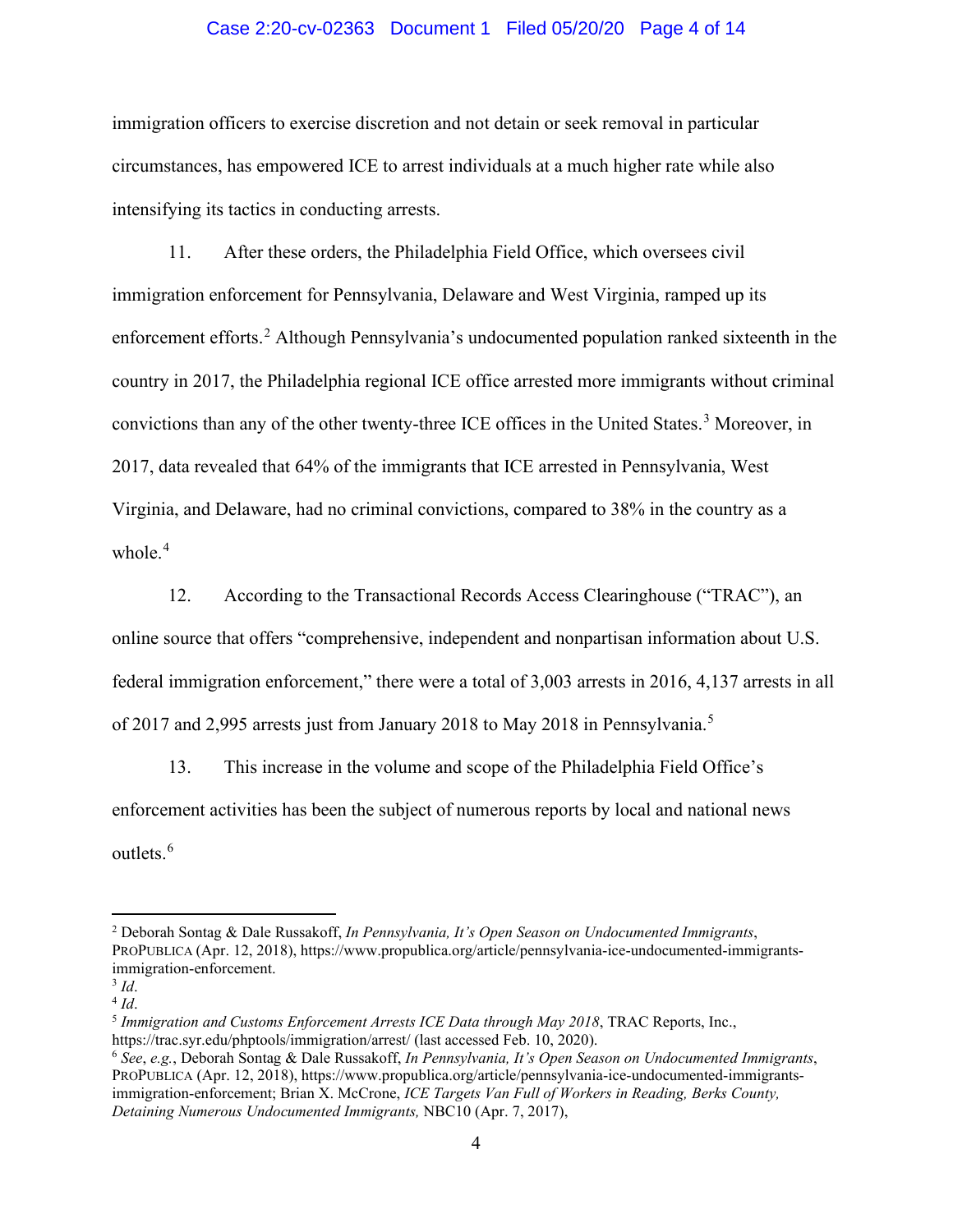immigration officers to exercise discretion and not detain or seek removal in particular circumstances, has empowered ICE to arrest individuals at a much higher rate while also intensifying its tactics in conducting arrests.

11. After these orders, the Philadelphia Field Office, which oversees civil immigration enforcement for Pennsylvania, Delaware and West Virginia, ramped up its enforcement efforts.[2] Although Pennsylvania's undocumented population ranked sixteenth in the country in 2017, the Philadelphia regional ICE office arrested more immigrants without criminal convictions than any of the other twenty-three ICE offices in the United States.[3] Moreover, in 2017, data revealed that 64% of the immigrants that ICE arrested in Pennsylvania, West Virginia, and Delaware, had no criminal convictions, compared to 38% in the country as a whole.[4]

12. According to the Transactional Records Access Clearinghouse ("TRAC"), an online source that offers "comprehensive, independent and nonpartisan information about U.S. federal immigration enforcement," there were a total of 3,003 arrests in 2016, 4,137 arrests in all of 2017 and 2,995 arrests just from January 2018 to May 2018 in Pennsylvania.[5]

13. This increase in the volume and scope of the Philadelphia Field Office's enforcement activities has been the subject of numerous reports by local and national news outlets.[6]

---

[2] Deborah Sontag & Dale Russakoff, *In Pennsylvania, It's Open Season on Undocumented Immigrants*, PROPUBLICA (Apr. 12, 2018), https://www.propublica.org/article/pennsylvania-ice-undocumented-immigrants-immigration-enforcement.

[3] *Id*.

[4] *Id*.

[5] *Immigration and Customs Enforcement Arrests ICE Data through May 2018*, TRAC Reports, Inc., https://trac.syr.edu/phptools/immigration/arrest/ (last accessed Feb. 10, 2020).

[6] *See*, *e.g.*, Deborah Sontag & Dale Russakoff, *In Pennsylvania, It's Open Season on Undocumented Immigrants*, PROPUBLICA (Apr. 12, 2018), https://www.propublica.org/article/pennsylvania-ice-undocumented-immigrants-immigration-enforcement; Brian X. McCrone, *ICE Targets Van Full of Workers in Reading, Berks County, Detaining Numerous Undocumented Immigrants,* NBC10 (Apr. 7, 2017),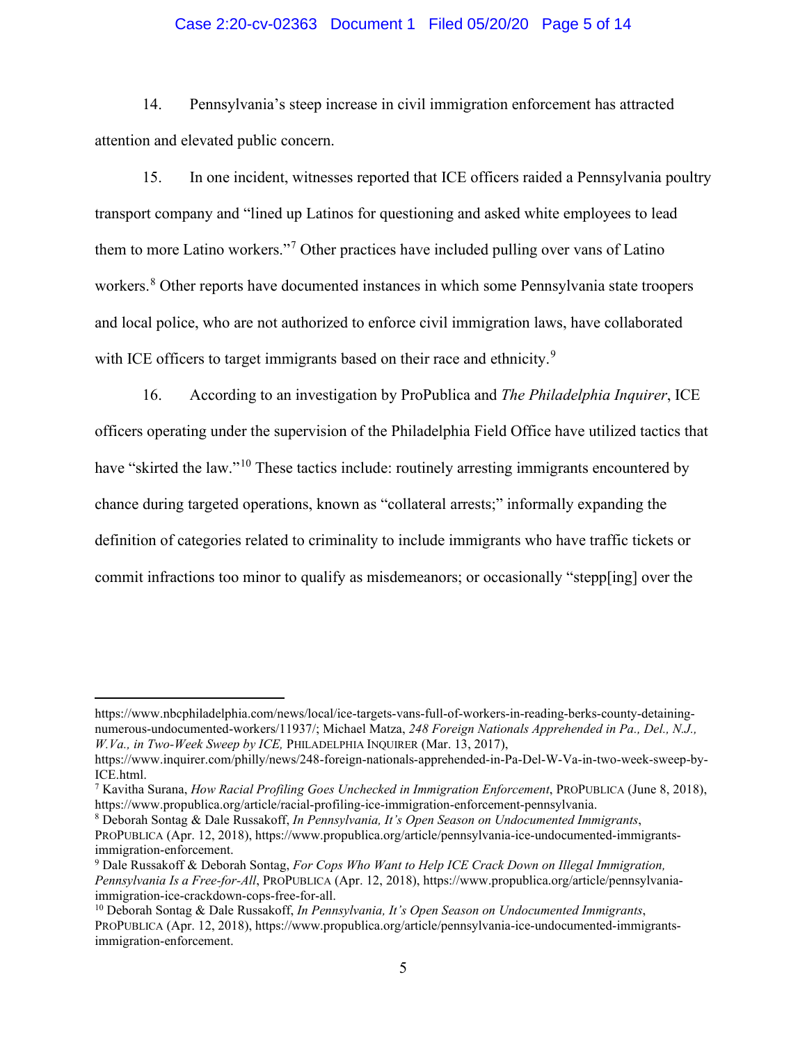14. Pennsylvania's steep increase in civil immigration enforcement has attracted attention and elevated public concern.

15. In one incident, witnesses reported that ICE officers raided a Pennsylvania poultry transport company and "lined up Latinos for questioning and asked white employees to lead them to more Latino workers."[7] Other practices have included pulling over vans of Latino workers.[8] Other reports have documented instances in which some Pennsylvania state troopers and local police, who are not authorized to enforce civil immigration laws, have collaborated with ICE officers to target immigrants based on their race and ethnicity.[9]

16. According to an investigation by ProPublica and *The Philadelphia Inquirer*, ICE officers operating under the supervision of the Philadelphia Field Office have utilized tactics that have "skirted the law."[10] These tactics include: routinely arresting immigrants encountered by chance during targeted operations, known as "collateral arrests;" informally expanding the definition of categories related to criminality to include immigrants who have traffic tickets or commit infractions too minor to qualify as misdemeanors; or occasionally "stepp[ing] over the

---

https://www.nbcphiladelphia.com/news/local/ice-targets-vans-full-of-workers-in-reading-berks-county-detaining-numerous-undocumented-workers/11937/; Michael Matza, *248 Foreign Nationals Apprehended in Pa., Del., N.J., W.Va., in Two-Week Sweep by ICE,* PHILADELPHIA INQUIRER (Mar. 13, 2017), https://www.inquirer.com/philly/news/248-foreign-nationals-apprehended-in-Pa-Del-W-Va-in-two-week-sweep-by-ICE.html.

[7] Kavitha Surana, *How Racial Profiling Goes Unchecked in Immigration Enforcement*, PROPUBLICA (June 8, 2018), https://www.propublica.org/article/racial-profiling-ice-immigration-enforcement-pennsylvania.

[8] Deborah Sontag & Dale Russakoff, *In Pennsylvania, It's Open Season on Undocumented Immigrants*, PROPUBLICA (Apr. 12, 2018), https://www.propublica.org/article/pennsylvania-ice-undocumented-immigrants-immigration-enforcement.

[9] Dale Russakoff & Deborah Sontag, *For Cops Who Want to Help ICE Crack Down on Illegal Immigration, Pennsylvania Is a Free-for-All*, PROPUBLICA (Apr. 12, 2018), https://www.propublica.org/article/pennsylvania-immigration-ice-crackdown-cops-free-for-all.

[10] Deborah Sontag & Dale Russakoff, *In Pennsylvania, It's Open Season on Undocumented Immigrants*, PROPUBLICA (Apr. 12, 2018), https://www.propublica.org/article/pennsylvania-ice-undocumented-immigrants-immigration-enforcement.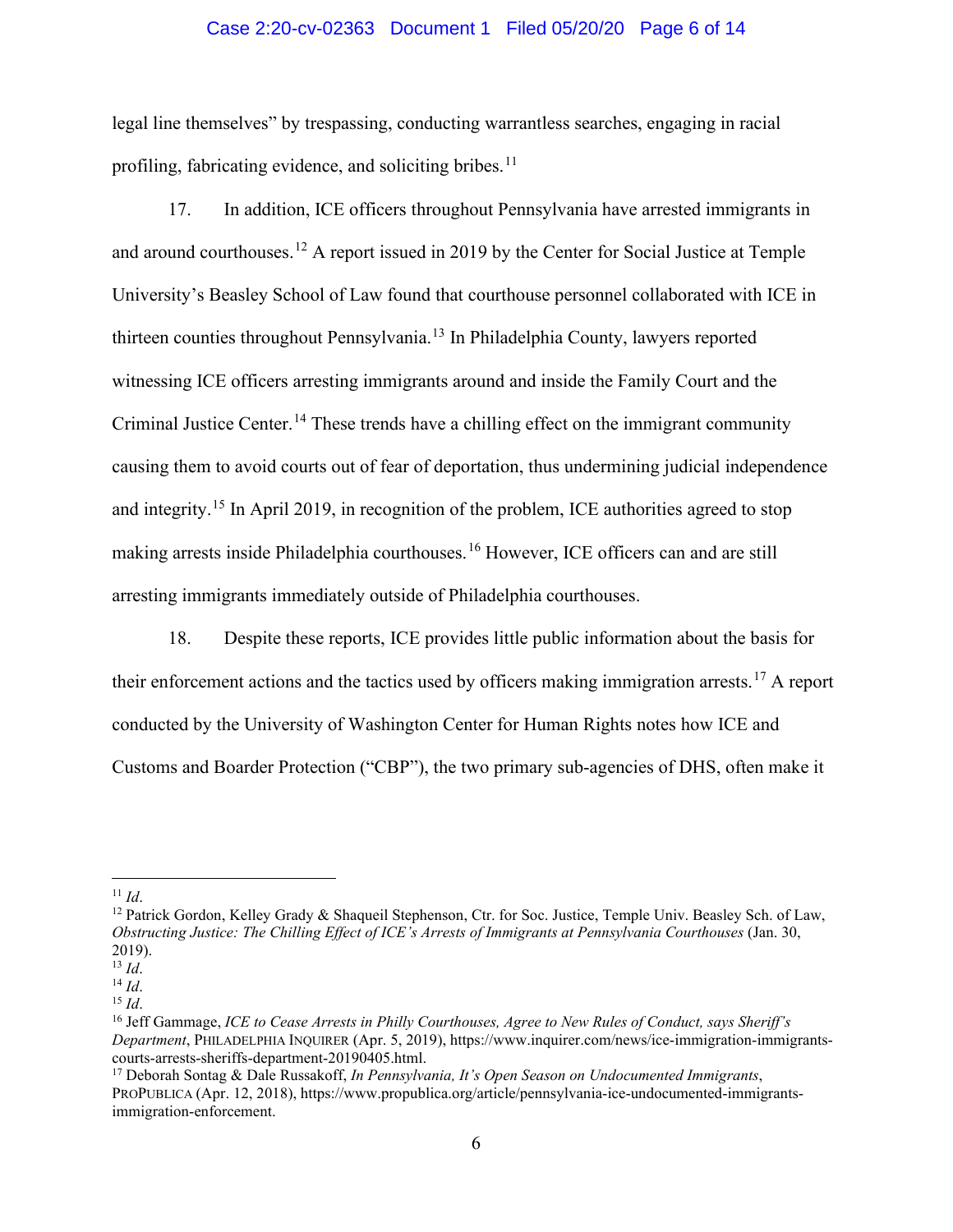legal line themselves" by trespassing, conducting warrantless searches, engaging in racial profiling, fabricating evidence, and soliciting bribes.[11]

17. In addition, ICE officers throughout Pennsylvania have arrested immigrants in and around courthouses.[12] A report issued in 2019 by the Center for Social Justice at Temple University's Beasley School of Law found that courthouse personnel collaborated with ICE in thirteen counties throughout Pennsylvania.[13] In Philadelphia County, lawyers reported witnessing ICE officers arresting immigrants around and inside the Family Court and the Criminal Justice Center.[14] These trends have a chilling effect on the immigrant community causing them to avoid courts out of fear of deportation, thus undermining judicial independence and integrity.[15] In April 2019, in recognition of the problem, ICE authorities agreed to stop making arrests inside Philadelphia courthouses.[16] However, ICE officers can and are still arresting immigrants immediately outside of Philadelphia courthouses.

18. Despite these reports, ICE provides little public information about the basis for their enforcement actions and the tactics used by officers making immigration arrests.[17] A report conducted by the University of Washington Center for Human Rights notes how ICE and Customs and Boarder Protection ("CBP"), the two primary sub-agencies of DHS, often make it

---

[11] *Id*.

[12] Patrick Gordon, Kelley Grady & Shaqueil Stephenson, Ctr. for Soc. Justice, Temple Univ. Beasley Sch. of Law, *Obstructing Justice: The Chilling Effect of ICE's Arrests of Immigrants at Pennsylvania Courthouses* (Jan. 30, 2019).

[13] *Id*.

[14] *Id*.

[15] *Id*.

[16] Jeff Gammage, *ICE to Cease Arrests in Philly Courthouses, Agree to New Rules of Conduct, says Sheriff's Department*, PHILADELPHIA INQUIRER (Apr. 5, 2019), https://www.inquirer.com/news/ice-immigration-immigrants-courts-arrests-sheriffs-department-20190405.html.

[17] Deborah Sontag & Dale Russakoff, *In Pennsylvania, It's Open Season on Undocumented Immigrants*, PROPUBLICA (Apr. 12, 2018), https://www.propublica.org/article/pennsylvania-ice-undocumented-immigrants-immigration-enforcement.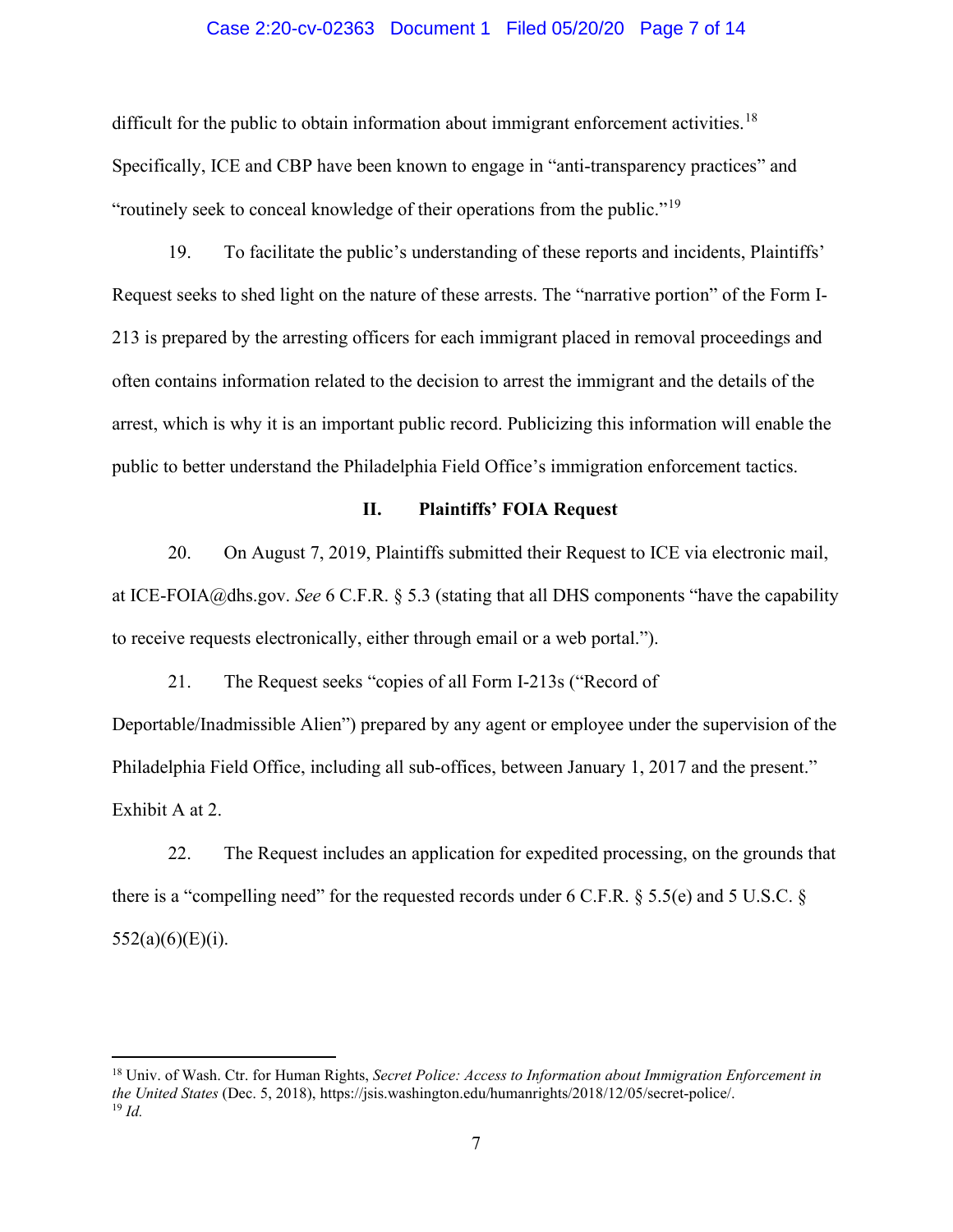difficult for the public to obtain information about immigrant enforcement activities.[18] Specifically, ICE and CBP have been known to engage in "anti-transparency practices" and "routinely seek to conceal knowledge of their operations from the public."[19]

19. To facilitate the public's understanding of these reports and incidents, Plaintiffs' Request seeks to shed light on the nature of these arrests. The "narrative portion" of the Form I-213 is prepared by the arresting officers for each immigrant placed in removal proceedings and often contains information related to the decision to arrest the immigrant and the details of the arrest, which is why it is an important public record. Publicizing this information will enable the public to better understand the Philadelphia Field Office's immigration enforcement tactics.

## II. Plaintiffs' FOIA Request

20. On August 7, 2019, Plaintiffs submitted their Request to ICE via electronic mail, at ICE-FOIA@dhs.gov. *See* 6 C.F.R. § 5.3 (stating that all DHS components "have the capability to receive requests electronically, either through email or a web portal.").

21. The Request seeks "copies of all Form I-213s ("Record of Deportable/Inadmissible Alien") prepared by any agent or employee under the supervision of the Philadelphia Field Office, including all sub-offices, between January 1, 2017 and the present." Exhibit A at 2.

22. The Request includes an application for expedited processing, on the grounds that there is a "compelling need" for the requested records under 6 C.F.R. § 5.5(e) and 5 U.S.C. § 552(a)(6)(E)(i).

---

[18] Univ. of Wash. Ctr. for Human Rights, *Secret Police: Access to Information about Immigration Enforcement in the United States* (Dec. 5, 2018), https://jsis.washington.edu/humanrights/2018/12/05/secret-police/.

[19] *Id.*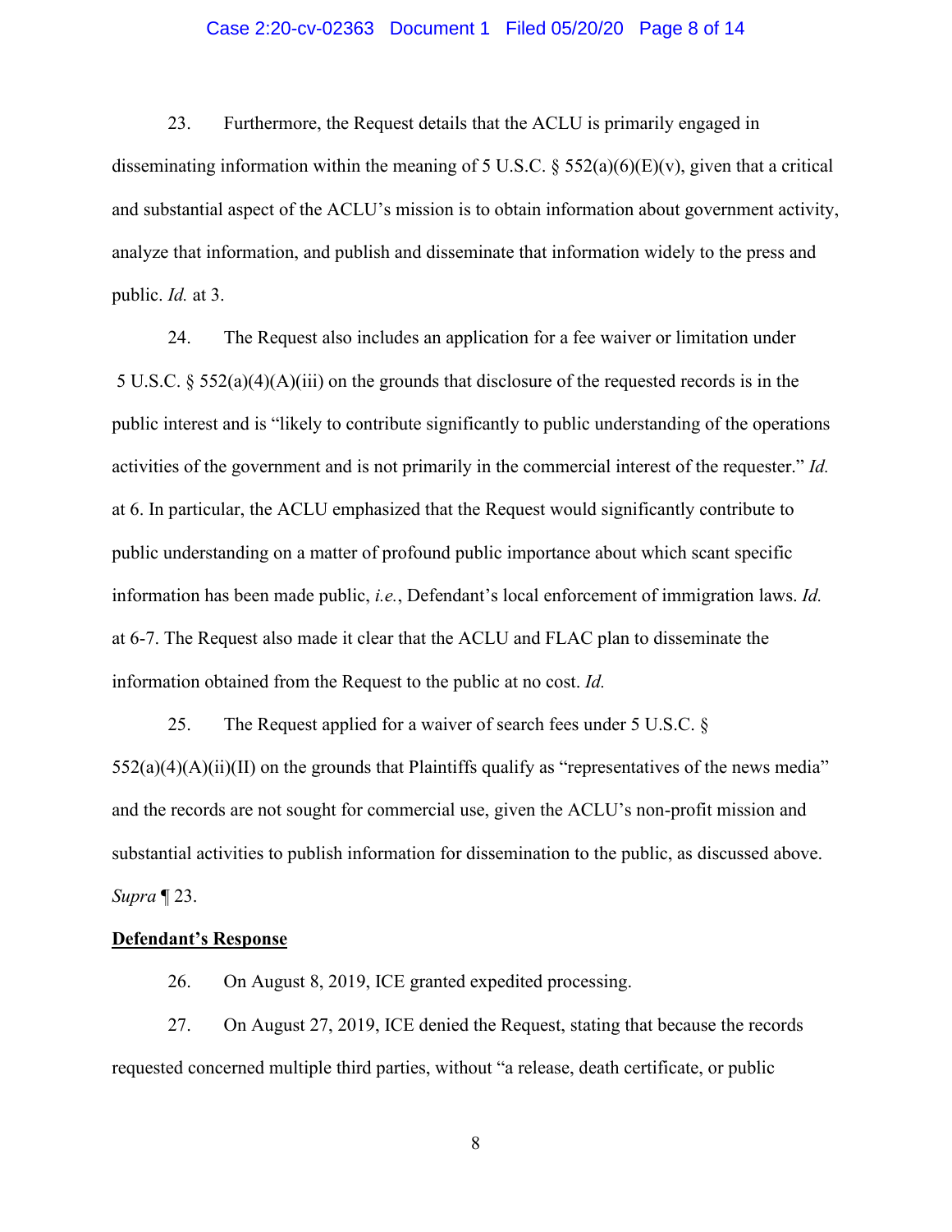23. Furthermore, the Request details that the ACLU is primarily engaged in disseminating information within the meaning of 5 U.S.C. § 552(a)(6)(E)(v), given that a critical and substantial aspect of the ACLU's mission is to obtain information about government activity, analyze that information, and publish and disseminate that information widely to the press and public. *Id.* at 3.

24. The Request also includes an application for a fee waiver or limitation under 5 U.S.C. § 552(a)(4)(A)(iii) on the grounds that disclosure of the requested records is in the public interest and is "likely to contribute significantly to public understanding of the operations activities of the government and is not primarily in the commercial interest of the requester." *Id.* at 6. In particular, the ACLU emphasized that the Request would significantly contribute to public understanding on a matter of profound public importance about which scant specific information has been made public, *i.e.*, Defendant's local enforcement of immigration laws. *Id.* at 6-7. The Request also made it clear that the ACLU and FLAC plan to disseminate the information obtained from the Request to the public at no cost. *Id.*

25. The Request applied for a waiver of search fees under 5 U.S.C. § 552(a)(4)(A)(ii)(II) on the grounds that Plaintiffs qualify as "representatives of the news media" and the records are not sought for commercial use, given the ACLU's non-profit mission and substantial activities to publish information for dissemination to the public, as discussed above. *Supra* ¶ 23.

**<u>Defendant's Response</u>**

26. On August 8, 2019, ICE granted expedited processing.

27. On August 27, 2019, ICE denied the Request, stating that because the records requested concerned multiple third parties, without "a release, death certificate, or public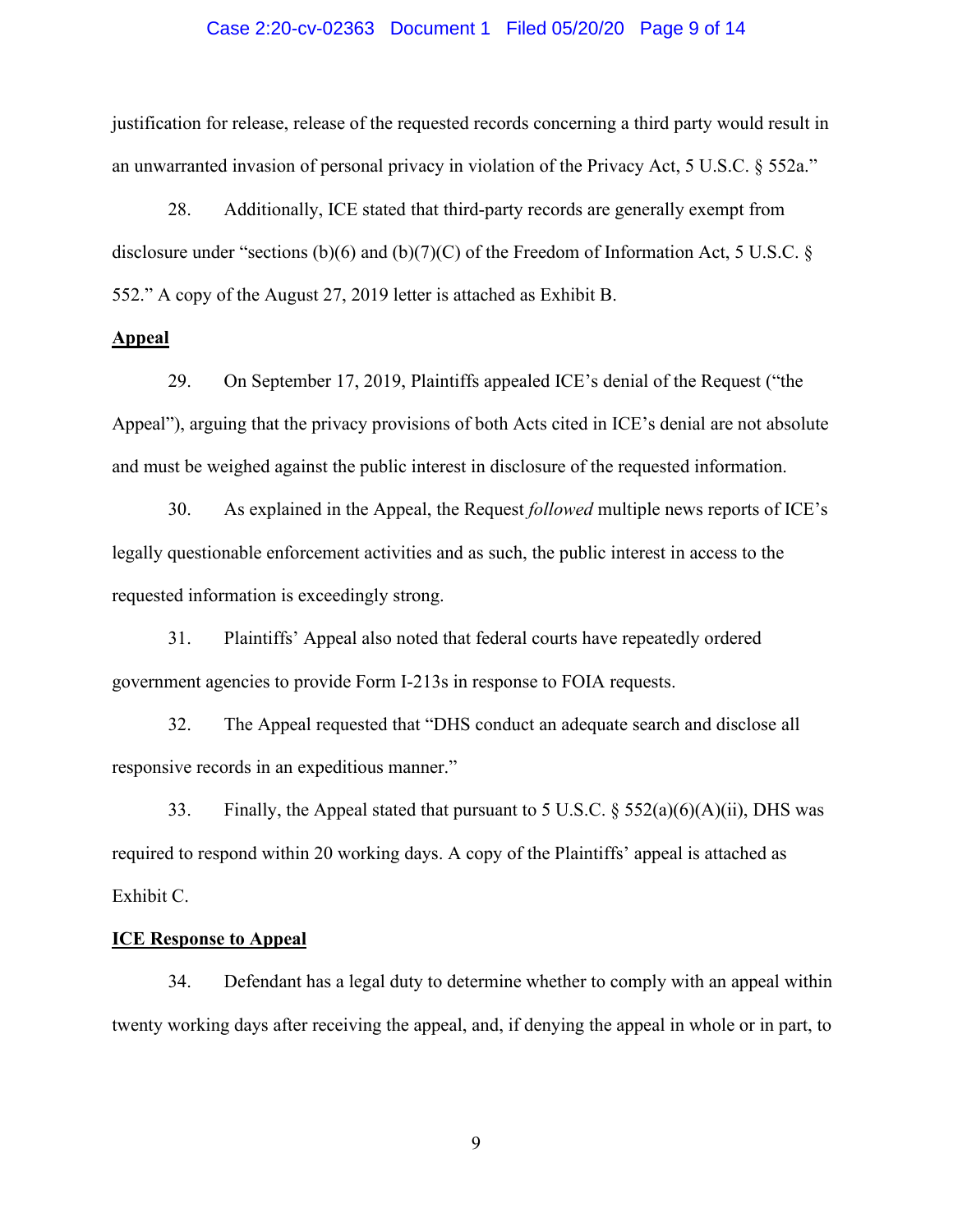justification for release, release of the requested records concerning a third party would result in an unwarranted invasion of personal privacy in violation of the Privacy Act, 5 U.S.C. § 552a."

28. Additionally, ICE stated that third-party records are generally exempt from disclosure under "sections (b)(6) and (b)(7)(C) of the Freedom of Information Act, 5 U.S.C. § 552." A copy of the August 27, 2019 letter is attached as Exhibit B.

**Appeal**

29. On September 17, 2019, Plaintiffs appealed ICE's denial of the Request ("the Appeal"), arguing that the privacy provisions of both Acts cited in ICE's denial are not absolute and must be weighed against the public interest in disclosure of the requested information.

30. As explained in the Appeal, the Request *followed* multiple news reports of ICE's legally questionable enforcement activities and as such, the public interest in access to the requested information is exceedingly strong.

31. Plaintiffs' Appeal also noted that federal courts have repeatedly ordered government agencies to provide Form I-213s in response to FOIA requests.

32. The Appeal requested that "DHS conduct an adequate search and disclose all responsive records in an expeditious manner."

33. Finally, the Appeal stated that pursuant to 5 U.S.C. § 552(a)(6)(A)(ii), DHS was required to respond within 20 working days. A copy of the Plaintiffs' appeal is attached as Exhibit C.

**ICE Response to Appeal**

34. Defendant has a legal duty to determine whether to comply with an appeal within twenty working days after receiving the appeal, and, if denying the appeal in whole or in part, to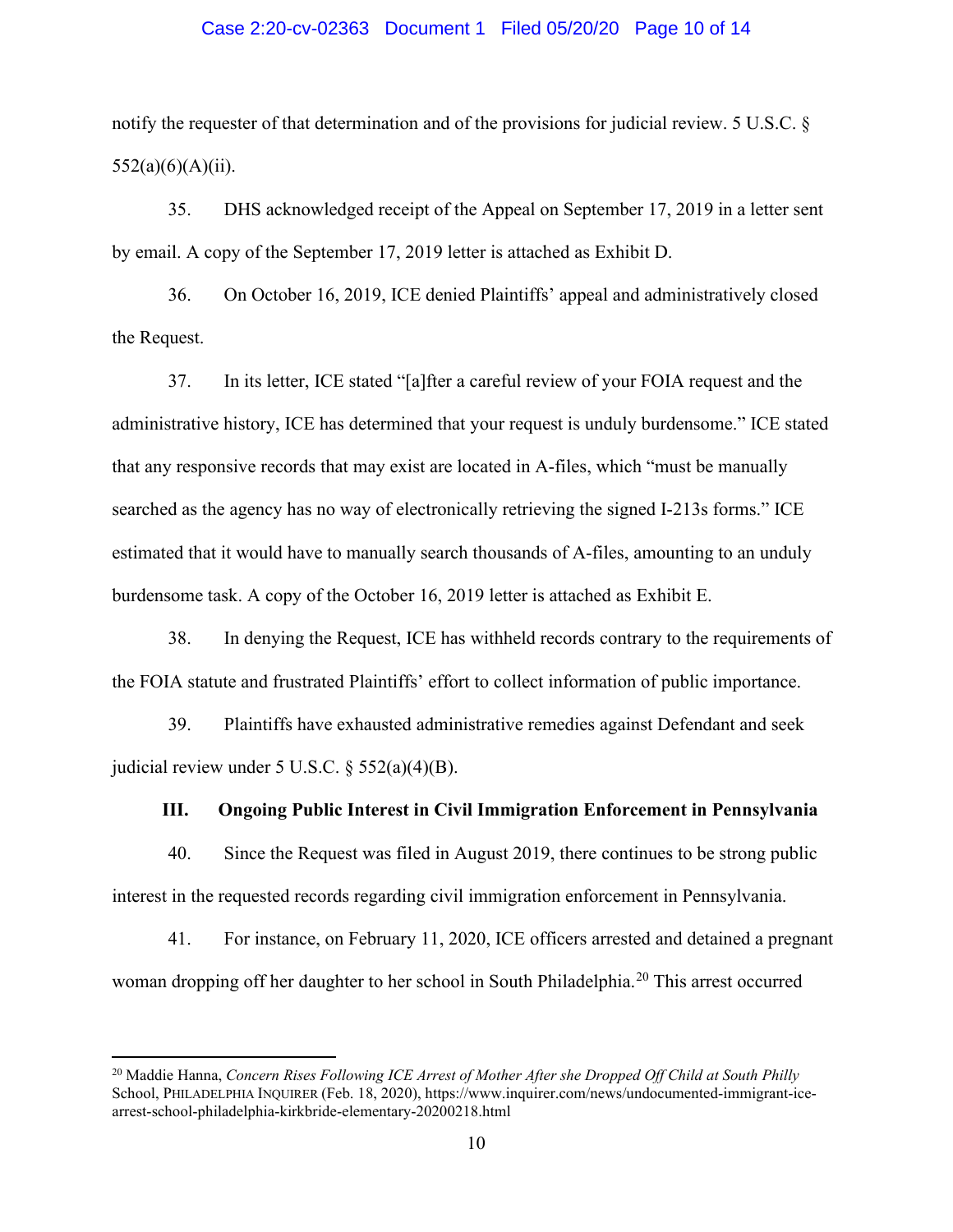notify the requester of that determination and of the provisions for judicial review. 5 U.S.C. § 552(a)(6)(A)(ii).

35. DHS acknowledged receipt of the Appeal on September 17, 2019 in a letter sent by email. A copy of the September 17, 2019 letter is attached as Exhibit D.

36. On October 16, 2019, ICE denied Plaintiffs' appeal and administratively closed the Request.

37. In its letter, ICE stated "[a]fter a careful review of your FOIA request and the administrative history, ICE has determined that your request is unduly burdensome." ICE stated that any responsive records that may exist are located in A-files, which "must be manually searched as the agency has no way of electronically retrieving the signed I-213s forms." ICE estimated that it would have to manually search thousands of A-files, amounting to an unduly burdensome task. A copy of the October 16, 2019 letter is attached as Exhibit E.

38. In denying the Request, ICE has withheld records contrary to the requirements of the FOIA statute and frustrated Plaintiffs' effort to collect information of public importance.

39. Plaintiffs have exhausted administrative remedies against Defendant and seek judicial review under 5 U.S.C. § 552(a)(4)(B).

### III. Ongoing Public Interest in Civil Immigration Enforcement in Pennsylvania

40. Since the Request was filed in August 2019, there continues to be strong public interest in the requested records regarding civil immigration enforcement in Pennsylvania.

41. For instance, on February 11, 2020, ICE officers arrested and detained a pregnant woman dropping off her daughter to her school in South Philadelphia.[20] This arrest occurred

[20] Maddie Hanna, *Concern Rises Following ICE Arrest of Mother After she Dropped Off Child at South Philly* School, PHILADELPHIA INQUIRER (Feb. 18, 2020), https://www.inquirer.com/news/undocumented-immigrant-ice-arrest-school-philadelphia-kirkbride-elementary-20200218.html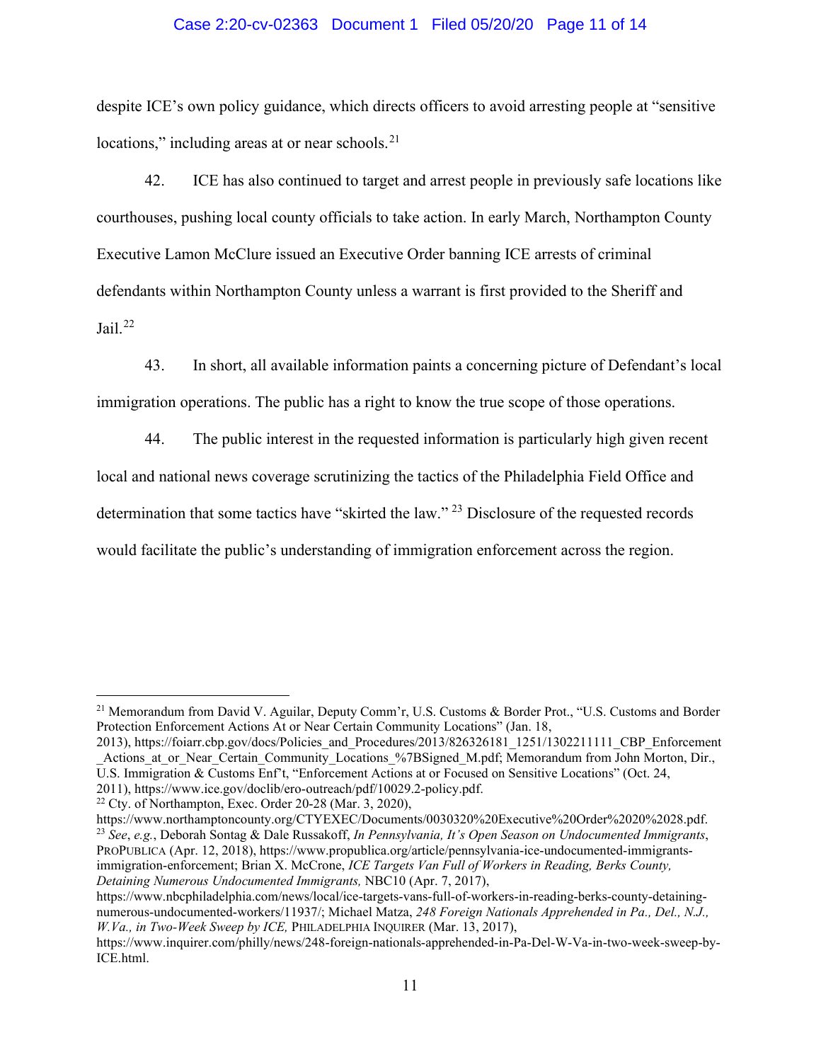despite ICE's own policy guidance, which directs officers to avoid arresting people at "sensitive locations," including areas at or near schools.[21]

42. ICE has also continued to target and arrest people in previously safe locations like courthouses, pushing local county officials to take action. In early March, Northampton County Executive Lamon McClure issued an Executive Order banning ICE arrests of criminal defendants within Northampton County unless a warrant is first provided to the Sheriff and Jail.[22]

43. In short, all available information paints a concerning picture of Defendant's local immigration operations. The public has a right to know the true scope of those operations.

44. The public interest in the requested information is particularly high given recent local and national news coverage scrutinizing the tactics of the Philadelphia Field Office and determination that some tactics have "skirted the law."[23] Disclosure of the requested records would facilitate the public's understanding of immigration enforcement across the region.

---

[21] Memorandum from David V. Aguilar, Deputy Comm'r, U.S. Customs & Border Prot., "U.S. Customs and Border Protection Enforcement Actions At or Near Certain Community Locations" (Jan. 18, 2013), https://foiarr.cbp.gov/docs/Policies_and_Procedures/2013/826326181_1251/1302211111_CBP_Enforcement_Actions_at_or_Near_Certain_Community_Locations_%7BSigned_M.pdf; Memorandum from John Morton, Dir., U.S. Immigration & Customs Enf't, "Enforcement Actions at or Focused on Sensitive Locations" (Oct. 24, 2011), https://www.ice.gov/doclib/ero-outreach/pdf/10029.2-policy.pdf.

[22] Cty. of Northampton, Exec. Order 20-28 (Mar. 3, 2020), https://www.northamptoncounty.org/CTYEXEC/Documents/0030320%20Executive%20Order%2020%2028.pdf.

[23] *See*, *e.g.*, Deborah Sontag & Dale Russakoff, *In Pennsylvania, It's Open Season on Undocumented Immigrants*, PROPUBLICA (Apr. 12, 2018), https://www.propublica.org/article/pennsylvania-ice-undocumented-immigrants-immigration-enforcement; Brian X. McCrone, *ICE Targets Van Full of Workers in Reading, Berks County, Detaining Numerous Undocumented Immigrants,* NBC10 (Apr. 7, 2017), https://www.nbcphiladelphia.com/news/local/ice-targets-vans-full-of-workers-in-reading-berks-county-detaining-numerous-undocumented-workers/11937/; Michael Matza, *248 Foreign Nationals Apprehended in Pa., Del., N.J., W.Va., in Two-Week Sweep by ICE,* PHILADELPHIA INQUIRER (Mar. 13, 2017), https://www.inquirer.com/philly/news/248-foreign-nationals-apprehended-in-Pa-Del-W-Va-in-two-week-sweep-by-ICE.html.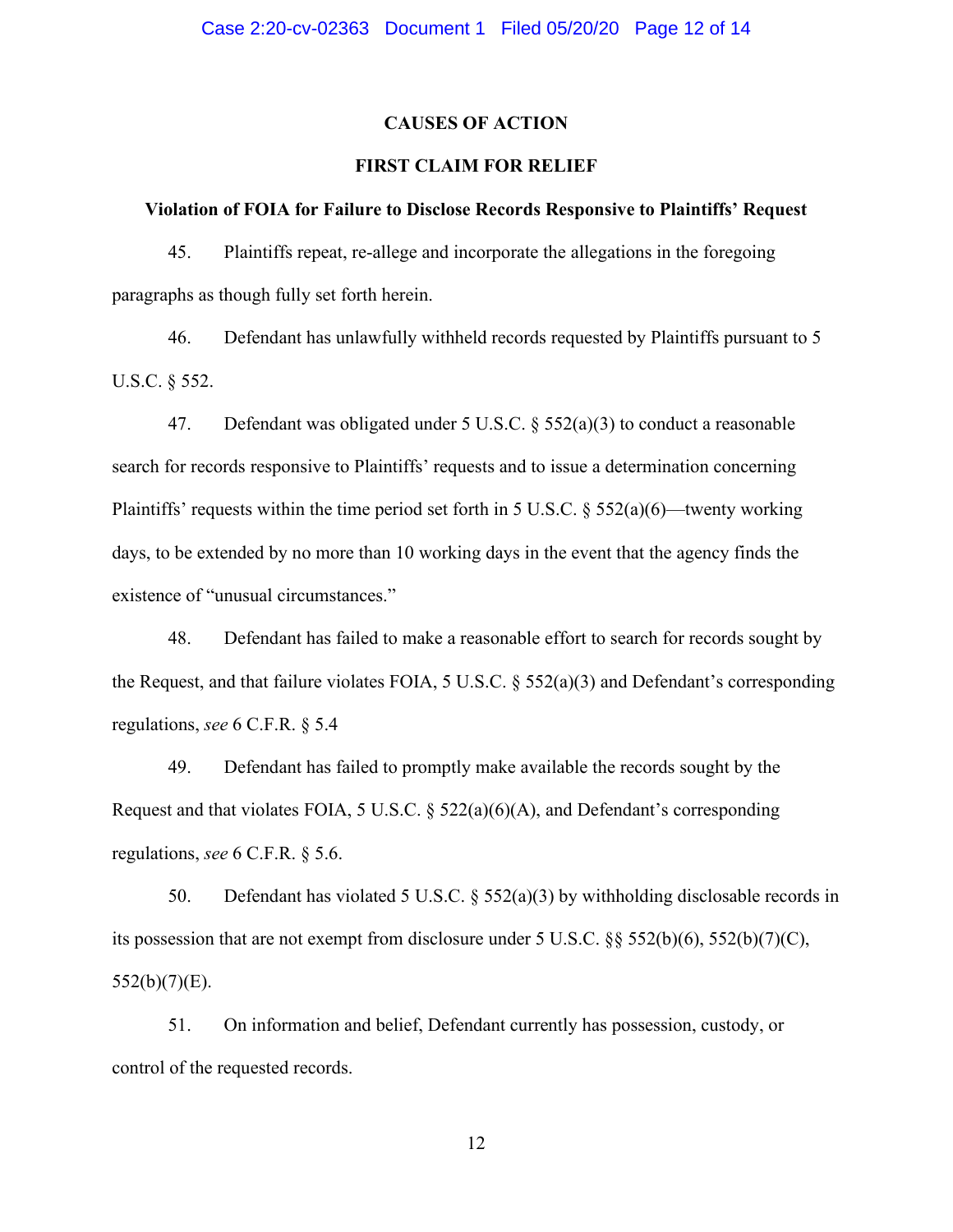## CAUSES OF ACTION

### FIRST CLAIM FOR RELIEF

**Violation of FOIA for Failure to Disclose Records Responsive to Plaintiffs' Request**

45. Plaintiffs repeat, re-allege and incorporate the allegations in the foregoing paragraphs as though fully set forth herein.

46. Defendant has unlawfully withheld records requested by Plaintiffs pursuant to 5 U.S.C. § 552.

47. Defendant was obligated under 5 U.S.C. § 552(a)(3) to conduct a reasonable search for records responsive to Plaintiffs' requests and to issue a determination concerning Plaintiffs' requests within the time period set forth in 5 U.S.C. § 552(a)(6)—twenty working days, to be extended by no more than 10 working days in the event that the agency finds the existence of "unusual circumstances."

48. Defendant has failed to make a reasonable effort to search for records sought by the Request, and that failure violates FOIA, 5 U.S.C. § 552(a)(3) and Defendant's corresponding regulations, *see* 6 C.F.R. § 5.4

49. Defendant has failed to promptly make available the records sought by the Request and that violates FOIA, 5 U.S.C. § 522(a)(6)(A), and Defendant's corresponding regulations, *see* 6 C.F.R. § 5.6.

50. Defendant has violated 5 U.S.C. § 552(a)(3) by withholding disclosable records in its possession that are not exempt from disclosure under 5 U.S.C. §§ 552(b)(6), 552(b)(7)(C), 552(b)(7)(E).

51. On information and belief, Defendant currently has possession, custody, or control of the requested records.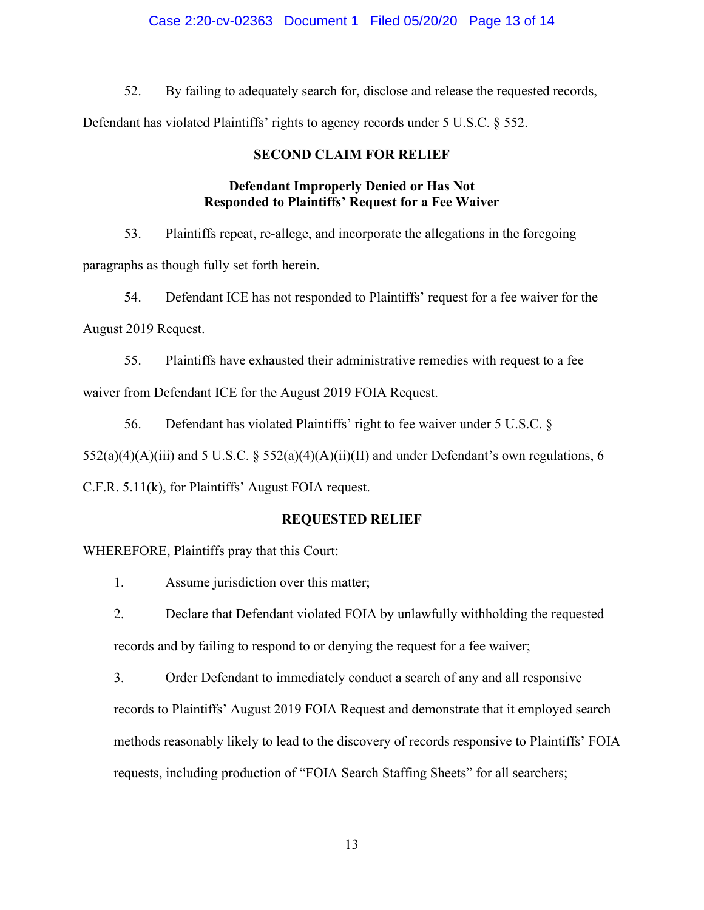52. By failing to adequately search for, disclose and release the requested records, Defendant has violated Plaintiffs' rights to agency records under 5 U.S.C. § 552.

## SECOND CLAIM FOR RELIEF

### Defendant Improperly Denied or Has Not Responded to Plaintiffs' Request for a Fee Waiver

53. Plaintiffs repeat, re-allege, and incorporate the allegations in the foregoing paragraphs as though fully set forth herein.

54. Defendant ICE has not responded to Plaintiffs' request for a fee waiver for the August 2019 Request.

55. Plaintiffs have exhausted their administrative remedies with request to a fee waiver from Defendant ICE for the August 2019 FOIA Request.

56. Defendant has violated Plaintiffs' right to fee waiver under 5 U.S.C. § 552(a)(4)(A)(iii) and 5 U.S.C. § 552(a)(4)(A)(ii)(II) and under Defendant's own regulations, 6 C.F.R. 5.11(k), for Plaintiffs' August FOIA request.

## REQUESTED RELIEF

WHEREFORE, Plaintiffs pray that this Court:

1. Assume jurisdiction over this matter;

2. Declare that Defendant violated FOIA by unlawfully withholding the requested records and by failing to respond to or denying the request for a fee waiver;

3. Order Defendant to immediately conduct a search of any and all responsive records to Plaintiffs' August 2019 FOIA Request and demonstrate that it employed search methods reasonably likely to lead to the discovery of records responsive to Plaintiffs' FOIA requests, including production of "FOIA Search Staffing Sheets" for all searchers;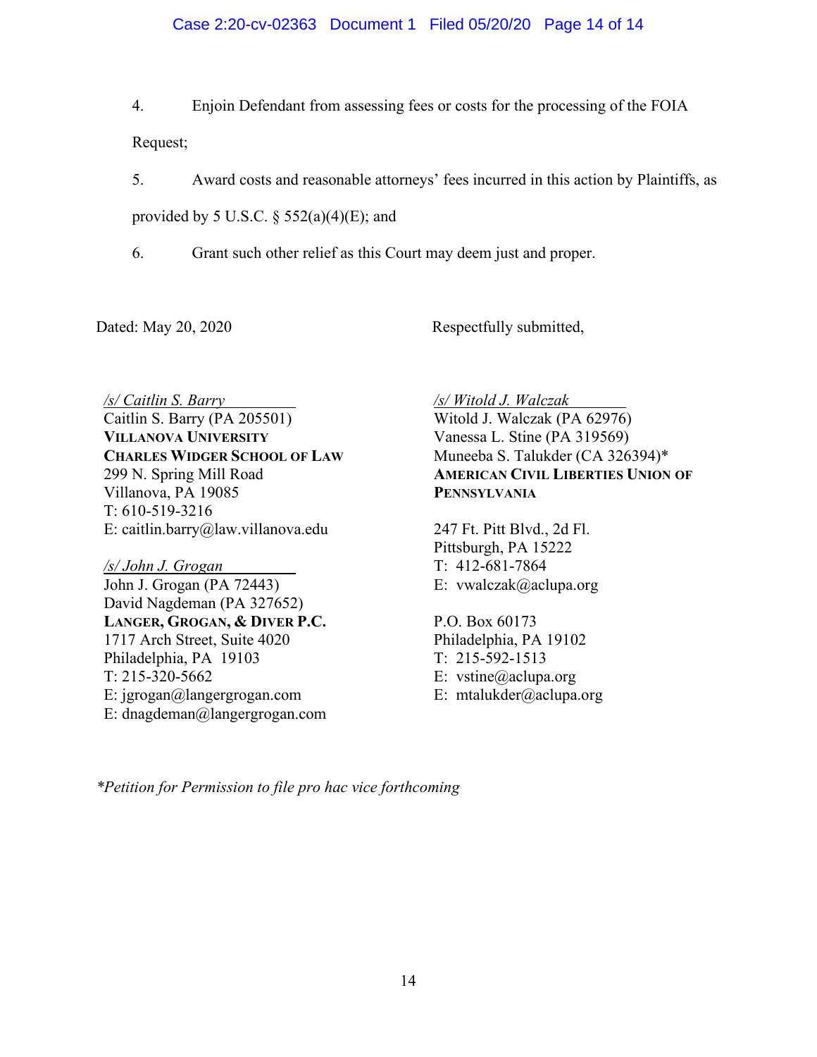4. Enjoin Defendant from assessing fees or costs for the processing of the FOIA Request;

5. Award costs and reasonable attorneys' fees incurred in this action by Plaintiffs, as provided by 5 U.S.C. § 552(a)(4)(E); and

6. Grant such other relief as this Court may deem just and proper.

Dated: May 20, 2020

Respectfully submitted,

*/s/ Caitlin S. Barry*
Caitlin S. Barry (PA 205501)
**VILLANOVA UNIVERSITY**
**CHARLES WIDGER SCHOOL OF LAW**
299 N. Spring Mill Road
Villanova, PA 19085
T: 610-519-3216
E: caitlin.barry@law.villanova.edu

*/s/ John J. Grogan*
John J. Grogan (PA 72443)
David Nagdeman (PA 327652)
**LANGER, GROGAN, & DIVER P.C.**
1717 Arch Street, Suite 4020
Philadelphia, PA 19103
T: 215-320-5662
E: jgrogan@langergrogan.com
E: dnagdeman@langergrogan.com

*/s/ Witold J. Walczak*
Witold J. Walczak (PA 62976)
Vanessa L. Stine (PA 319569)
Muneeba S. Talukder (CA 326394)*
**AMERICAN CIVIL LIBERTIES UNION OF PENNSYLVANIA**

247 Ft. Pitt Blvd., 2d Fl.
Pittsburgh, PA 15222
T: 412-681-7864
E: vwalczak@aclupa.org

P.O. Box 60173
Philadelphia, PA 19102
T: 215-592-1513
E: vstine@aclupa.org
E: mtalukder@aclupa.org

*\*Petition for Permission to file pro hac vice forthcoming*